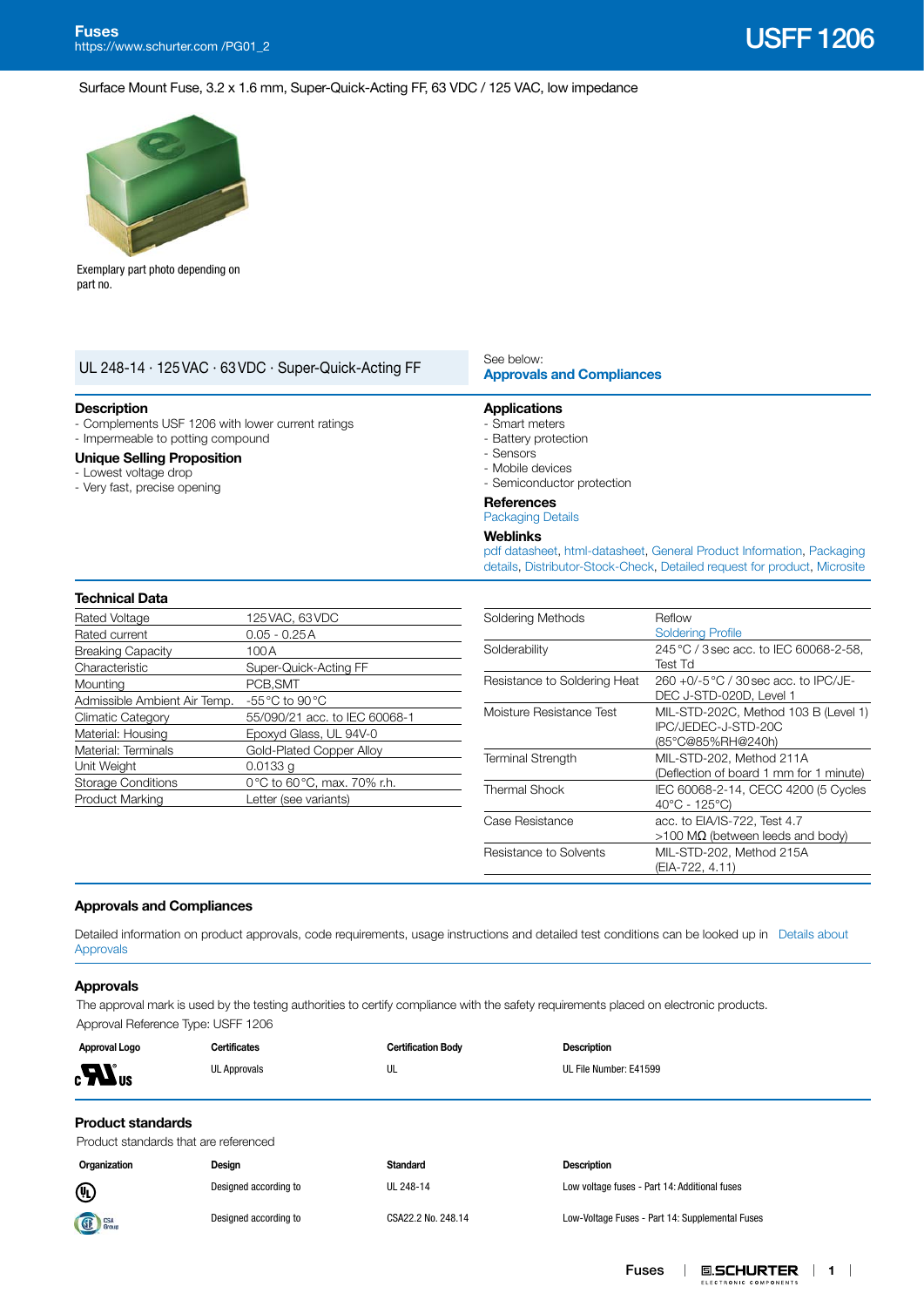# USFF 1206

Fuses
https://www.schurter.com /PG01_2

Surface Mount Fuse, 3.2 x 1.6 mm, Super-Quick-Acting FF, 63 VDC / 125 VAC, low impedance

Exemplary part photo depending on part no.

UL 248-14 · 125 VAC · 63 VDC · Super-Quick-Acting FF

See below:
**Approvals and Compliances**

## Description
- Complements USF 1206 with lower current ratings
- Impermeable to potting compound

## Unique Selling Proposition
- Lowest voltage drop
- Very fast, precise opening

## Applications
- Smart meters
- Battery protection
- Sensors
- Mobile devices
- Semiconductor protection

## References
Packaging Details

## Weblinks
pdf datasheet, html-datasheet, General Product Information, Packaging details, Distributor-Stock-Check, Detailed request for product, Microsite

## Technical Data

| | |
|---|---|
| Rated Voltage | 125 VAC, 63 VDC |
| Rated current | 0.05 - 0.25 A |
| Breaking Capacity | 100 A |
| Characteristic | Super-Quick-Acting FF |
| Mounting | PCB,SMT |
| Admissible Ambient Air Temp. | -55 °C to 90 °C |
| Climatic Category | 55/090/21 acc. to IEC 60068-1 |
| Material: Housing | Epoxyd Glass, UL 94V-0 |
| Material: Terminals | Gold-Plated Copper Alloy |
| Unit Weight | 0.0133 g |
| Storage Conditions | 0 °C to 60 °C, max. 70% r.h. |
| Product Marking | Letter (see variants) |

| | |
|---|---|
| Soldering Methods | Reflow<br>Soldering Profile |
| Solderability | 245 °C / 3 sec acc. to IEC 60068-2-58, Test Td |
| Resistance to Soldering Heat | 260 +0/-5 °C / 30 sec acc. to IPC/JEDEC J-STD-020D, Level 1 |
| Moisture Resistance Test | MIL-STD-202C, Method 103 B (Level 1) IPC/JEDEC-J-STD-20C (85°C@85%RH@240h) |
| Terminal Strength | MIL-STD-202, Method 211A (Deflection of board 1 mm for 1 minute) |
| Thermal Shock | IEC 60068-2-14, CECC 4200 (5 Cycles 40°C - 125°C) |
| Case Resistance | acc. to EIA/IS-722, Test 4.7 >100 MΩ (between leeds and body) |
| Resistance to Solvents | MIL-STD-202, Method 215A (EIA-722, 4.11) |

## Approvals and Compliances

Detailed information on product approvals, code requirements, usage instructions and detailed test conditions can be looked up in Details about Approvals

### Approvals

The approval mark is used by the testing authorities to certify compliance with the safety requirements placed on electronic products.

Approval Reference Type: USFF 1206

| Approval Logo | Certificates | Certification Body | Description |
|---|---|---|---|
| cULus | UL Approvals | UL | UL File Number: E41599 |

### Product standards

Product standards that are referenced

| Organization | Design | Standard | Description |
|---|---|---|---|
| UL | Designed according to | UL 248-14 | Low voltage fuses - Part 14: Additional fuses |
| CSA Group | Designed according to | CSA22.2 No. 248.14 | Low-Voltage Fuses - Part 14: Supplemental Fuses |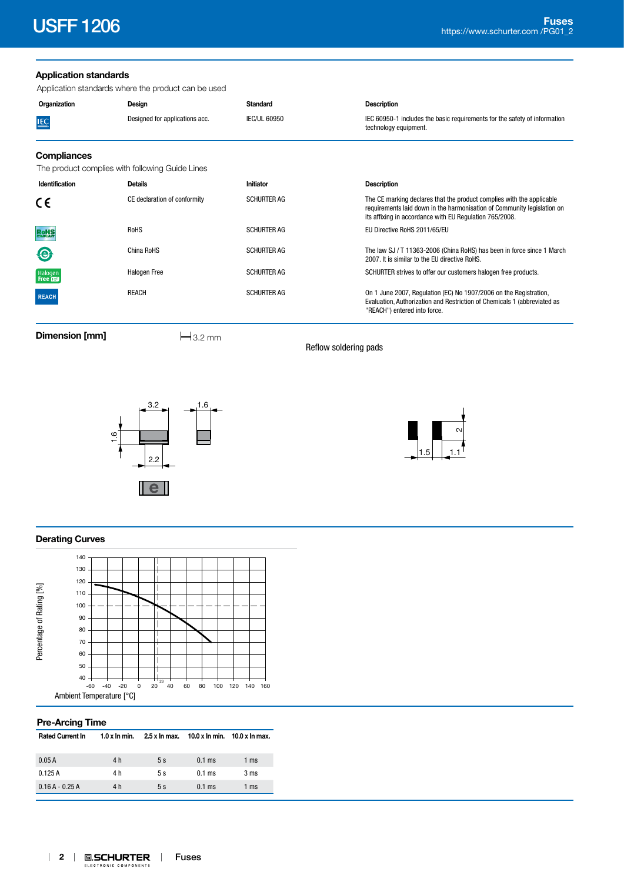## Application standards

Application standards where the product can be used

| Organization | Design | Standard | Description |
|---|---|---|---|
| IEC | Designed for applications acc. | IEC/UL 60950 | IEC 60950-1 includes the basic requirements for the safety of information technology equipment. |

## Compliances

The product complies with following Guide Lines

| Identification | Details | Initiator | Description |
|---|---|---|---|
| CE | CE declaration of conformity | SCHURTER AG | The CE marking declares that the product complies with the applicable requirements laid down in the harmonisation of Community legislation on its affixing in accordance with EU Regulation 765/2008. |
| RoHS | RoHS | SCHURTER AG | EU Directive RoHS 2011/65/EU |
| China RoHS | China RoHS | SCHURTER AG | The law SJ / T 11363-2006 (China RoHS) has been in force since 1 March 2007. It is similar to the EU directive RoHS. |
| Halogen Free | Halogen Free | SCHURTER AG | SCHURTER strives to offer our customers halogen free products. |
| REACH | REACH | SCHURTER AG | On 1 June 2007, Regulation (EC) No 1907/2006 on the Registration, Evaluation, Authorization and Restriction of Chemicals 1 (abbreviated as "REACH") entered into force. |

## Dimension [mm]

3.2 mm

Reflow soldering pads

## Derating Curves

## Pre-Arcing Time

| Rated Current In | 1.0 x In min. | 2.5 x In max. | 10.0 x In min. | 10.0 x In max. |
|---|---|---|---|---|
| 0.05 A | 4 h | 5 s | 0.1 ms | 1 ms |
| 0.125 A | 4 h | 5 s | 0.1 ms | 3 ms |
| 0.16 A - 0.25 A | 4 h | 5 s | 0.1 ms | 1 ms |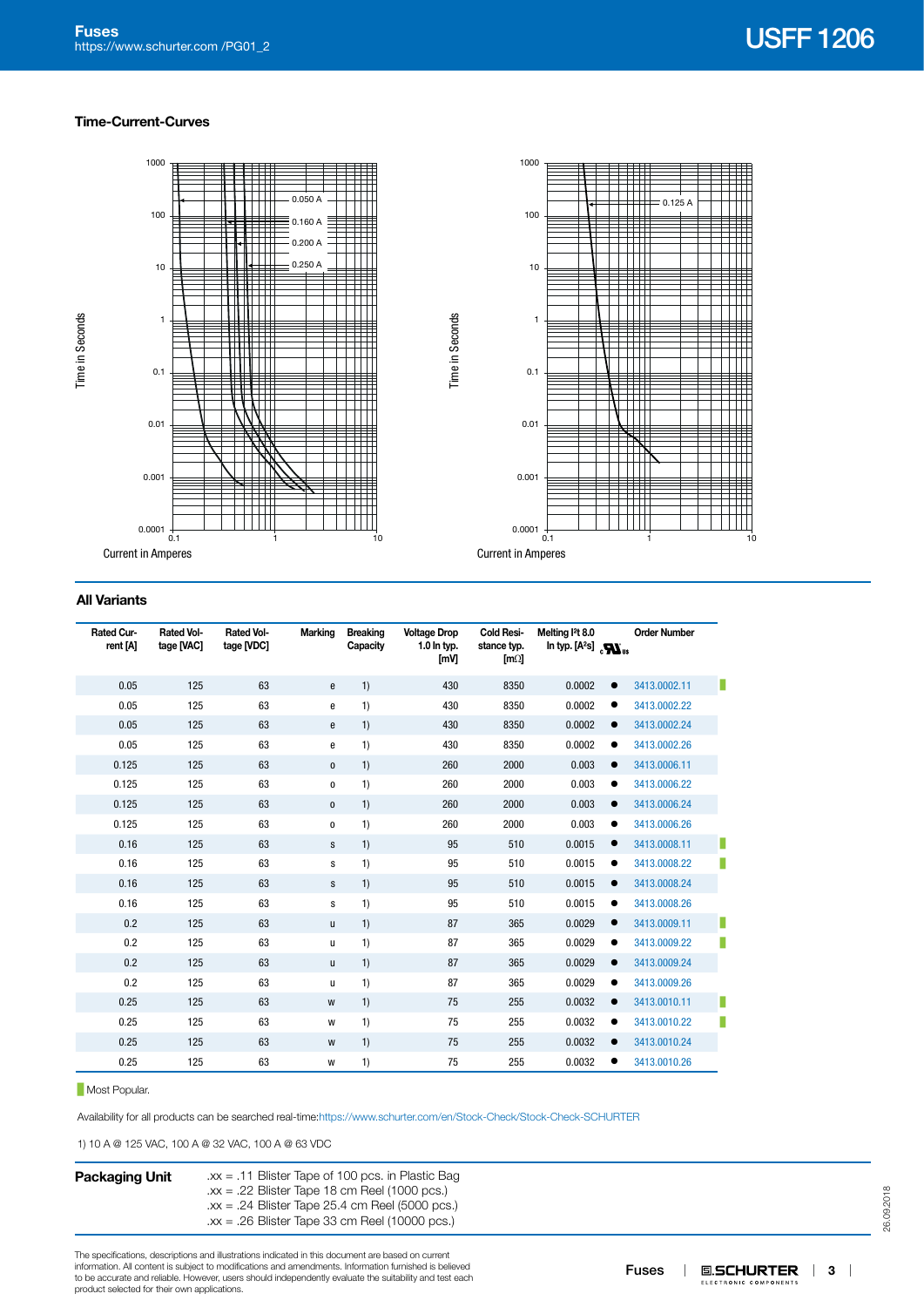## Time-Current-Curves

1000
100
10
1
0.1
0.01
0.001
0.0001
Time in Seconds
0.1
1
10
Current in Amperes
0.050 A
0.160 A
0.200 A
0.250 A

1000
100
10
1
0.1
0.01
0.001
0.0001
Time in Seconds
0.1
1
10
Current in Amperes
0.125 A

## All Variants

| Rated Current [A] | Rated Voltage [VAC] | Rated Voltage [VDC] | Marking | Breaking Capacity | Voltage Drop 1.0 In typ. [mV] | Cold Resistance typ. [mΩ] | Melting I²t 8.0 In typ. [A²s] | cURus | Order Number | |
|---|---|---|---|---|---|---|---|---|---|---|
| 0.05 | 125 | 63 | e | 1) | 430 | 8350 | 0.0002 | ● | 3413.0002.11 | ▮ |
| 0.05 | 125 | 63 | e | 1) | 430 | 8350 | 0.0002 | ● | 3413.0002.22 | |
| 0.05 | 125 | 63 | e | 1) | 430 | 8350 | 0.0002 | ● | 3413.0002.24 | |
| 0.05 | 125 | 63 | e | 1) | 430 | 8350 | 0.0002 | ● | 3413.0002.26 | |
| 0.125 | 125 | 63 | o | 1) | 260 | 2000 | 0.003 | ● | 3413.0006.11 | |
| 0.125 | 125 | 63 | o | 1) | 260 | 2000 | 0.003 | ● | 3413.0006.22 | |
| 0.125 | 125 | 63 | o | 1) | 260 | 2000 | 0.003 | ● | 3413.0006.24 | |
| 0.125 | 125 | 63 | o | 1) | 260 | 2000 | 0.003 | ● | 3413.0006.26 | |
| 0.16 | 125 | 63 | s | 1) | 95 | 510 | 0.0015 | ● | 3413.0008.11 | ▮ |
| 0.16 | 125 | 63 | s | 1) | 95 | 510 | 0.0015 | ● | 3413.0008.22 | ▮ |
| 0.16 | 125 | 63 | s | 1) | 95 | 510 | 0.0015 | ● | 3413.0008.24 | |
| 0.16 | 125 | 63 | s | 1) | 95 | 510 | 0.0015 | ● | 3413.0008.26 | |
| 0.2 | 125 | 63 | u | 1) | 87 | 365 | 0.0029 | ● | 3413.0009.11 | ▮ |
| 0.2 | 125 | 63 | u | 1) | 87 | 365 | 0.0029 | ● | 3413.0009.22 | ▮ |
| 0.2 | 125 | 63 | u | 1) | 87 | 365 | 0.0029 | ● | 3413.0009.24 | |
| 0.2 | 125 | 63 | u | 1) | 87 | 365 | 0.0029 | ● | 3413.0009.26 | |
| 0.25 | 125 | 63 | w | 1) | 75 | 255 | 0.0032 | ● | 3413.0010.11 | ▮ |
| 0.25 | 125 | 63 | w | 1) | 75 | 255 | 0.0032 | ● | 3413.0010.22 | ▮ |
| 0.25 | 125 | 63 | w | 1) | 75 | 255 | 0.0032 | ● | 3413.0010.24 | |
| 0.25 | 125 | 63 | w | 1) | 75 | 255 | 0.0032 | ● | 3413.0010.26 | |

▮ Most Popular.

Availability for all products can be searched real-time:https://www.schurter.com/en/Stock-Check/Stock-Check-SCHURTER

1) 10 A @ 125 VAC, 100 A @ 32 VAC, 100 A @ 63 VDC

**Packaging Unit**

.xx = .11 Blister Tape of 100 pcs. in Plastic Bag
.xx = .22 Blister Tape 18 cm Reel (1000 pcs.)
.xx = .24 Blister Tape 25.4 cm Reel (5000 pcs.)
.xx = .26 Blister Tape 33 cm Reel (10000 pcs.)

The specifications, descriptions and illustrations indicated in this document are based on current information. All content is subject to modifications and amendments. Information furnished is believed to be accurate and reliable. However, users should independently evaluate the suitability and test each product selected for their own applications.